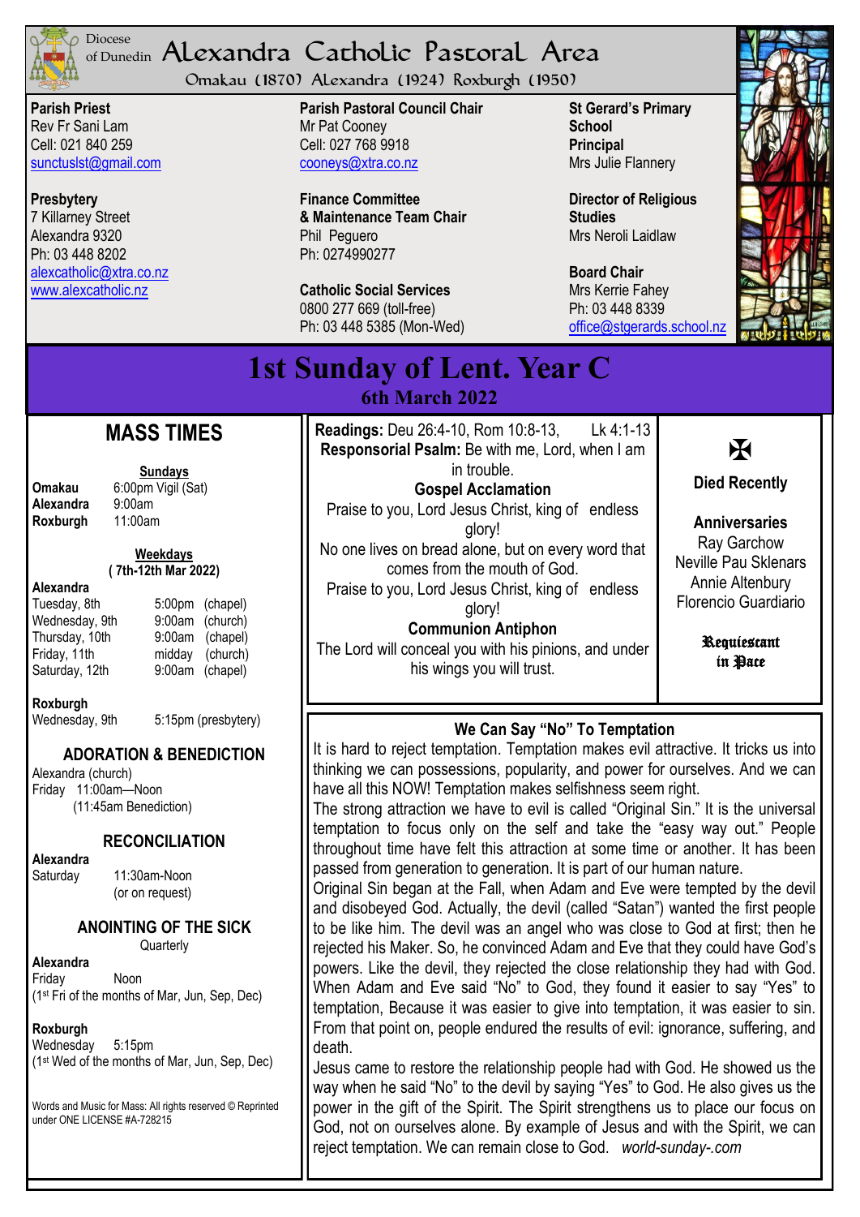Diocese of Dunedin

# Alexandra Catholic Pastoral Area

Omakau (1870) Alexandra (1924) Roxburgh (1950)

**Parish Priest**
Rev Fr Sani Lam
Cell: 021 840 259
sunctuslst@gmail.com

**Presbytery**
7 Killarney Street
Alexandra 9320
Ph: 03 448 8202
alexcatholic@xtra.co.nz
www.alexcatholic.nz

**Parish Pastoral Council Chair**
Mr Pat Cooney
Cell: 027 768 9918
cooneys@xtra.co.nz

**Finance Committee & Maintenance Team Chair**
Phil Peguero
Ph: 0274990277

**Catholic Social Services**
0800 277 669 (toll-free)
Ph: 03 448 5385 (Mon-Wed)

**St Gerard's Primary School Principal**
Mrs Julie Flannery

**Director of Religious Studies**
Mrs Neroli Laidlaw

**Board Chair**
Mrs Kerrie Fahey
Ph: 03 448 8339
office@stgerards.school.nz

# 1st Sunday of Lent. Year C

**6th March 2022**

## MASS TIMES

**Sundays**

| | |
|---|---|
| **Omakau** | 6:00pm Vigil (Sat) |
| **Alexandra** | 9:00am |
| **Roxburgh** | 11:00am |

**Weekdays**
**(7th-12th Mar 2022)**

**Alexandra**

| | | |
|---|---|---|
| Tuesday, 8th | 5:00pm | (chapel) |
| Wednesday, 9th | 9:00am | (church) |
| Thursday, 10th | 9:00am | (chapel) |
| Friday, 11th | midday | (church) |
| Saturday, 12th | 9:00am | (chapel) |

**Roxburgh**
Wednesday, 9th 5:15pm (presbytery)

### ADORATION & BENEDICTION

Alexandra (church)
Friday 11:00am—Noon
(11:45am Benediction)

### RECONCILIATION

**Alexandra**
Saturday 11:30am-Noon
(or on request)

### ANOINTING OF THE SICK

Quarterly

**Alexandra**
Friday Noon
(1st Fri of the months of Mar, Jun, Sep, Dec)

**Roxburgh**
Wednesday 5:15pm
(1st Wed of the months of Mar, Jun, Sep, Dec)

Words and Music for Mass: All rights reserved © Reprinted under ONE LICENSE #A-728215

**Readings:** Deu 26:4-10, Rom 10:8-13, Lk 4:1-13

**Responsorial Psalm:** Be with me, Lord, when I am in trouble.

**Gospel Acclamation**

Praise to you, Lord Jesus Christ, king of endless glory!
No one lives on bread alone, but on every word that comes from the mouth of God.
Praise to you, Lord Jesus Christ, king of endless glory!

**Communion Antiphon**

The Lord will conceal you with his pinions, and under his wings you will trust.

✠

**Died Recently**

**Anniversaries**
Ray Garchow
Neville Pau Sklenars
Annie Altenbury
Florencio Guardiario

**Requiescant in Pace**

### We Can Say "No" To Temptation

It is hard to reject temptation. Temptation makes evil attractive. It tricks us into thinking we can possessions, popularity, and power for ourselves. And we can have all this NOW! Temptation makes selfishness seem right.

The strong attraction we have to evil is called "Original Sin." It is the universal temptation to focus only on the self and take the "easy way out." People throughout time have felt this attraction at some time or another. It has been passed from generation to generation. It is part of our human nature.

Original Sin began at the Fall, when Adam and Eve were tempted by the devil and disobeyed God. Actually, the devil (called "Satan") wanted the first people to be like him. The devil was an angel who was close to God at first; then he rejected his Maker. So, he convinced Adam and Eve that they could have God's powers. Like the devil, they rejected the close relationship they had with God. When Adam and Eve said "No" to God, they found it easier to say "Yes" to temptation, Because it was easier to give into temptation, it was easier to sin. From that point on, people endured the results of evil: ignorance, suffering, and death.

Jesus came to restore the relationship people had with God. He showed us the way when he said "No" to the devil by saying "Yes" to God. He also gives us the power in the gift of the Spirit. The Spirit strengthens us to place our focus on God, not on ourselves alone. By example of Jesus and with the Spirit, we can reject temptation. We can remain close to God. *world-sunday-.com*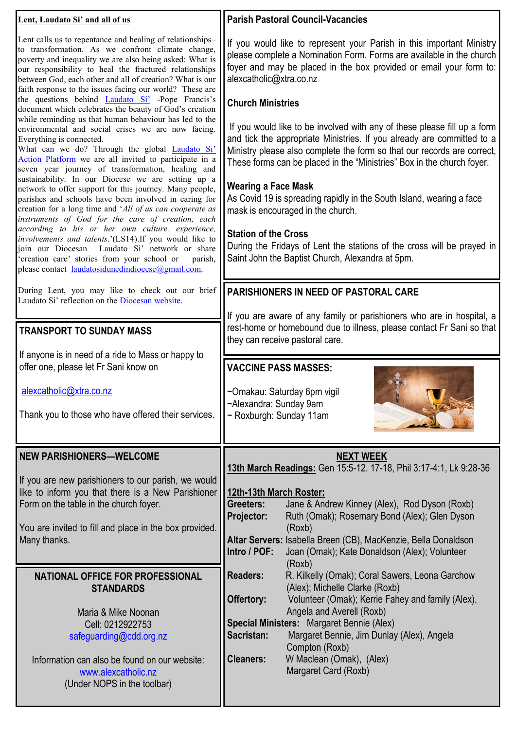## Lent, Laudato Si' and all of us

Lent calls us to repentance and healing of relationships– to transformation. As we confront climate change, poverty and inequality we are also being asked: What is our responsibility to heal the fractured relationships between God, each other and all of creation? What is our faith response to the issues facing our world? These are the questions behind Laudato Si' -Pope Francis's document which celebrates the beauty of God's creation while reminding us that human behaviour has led to the environmental and social crises we are now facing. Everything is connected.

What can we do? Through the global Laudato Si' Action Platform we are all invited to participate in a seven year journey of transformation, healing and sustainability. In our Diocese we are setting up a network to offer support for this journey. Many people, parishes and schools have been involved in caring for creation for a long time and '*All of us can cooperate as instruments of God for the care of creation, each according to his or her own culture, experience, involvements and talents*.'(LS14).If you would like to join our Diocesan Laudato Si' network or share 'creation care' stories from your school or parish, please contact laudatosidunedindiocese@gmail.com.

During Lent, you may like to check out our brief Laudato Si' reflection on the Diocesan website.

## TRANSPORT TO SUNDAY MASS

If anyone is in need of a ride to Mass or happy to offer one, please let Fr Sani know on

alexcatholic@xtra.co.nz

Thank you to those who have offered their services.

## NEW PARISHIONERS—WELCOME

If you are new parishioners to our parish, we would like to inform you that there is a New Parishioner Form on the table in the church foyer.

You are invited to fill and place in the box provided. Many thanks.

## NATIONAL OFFICE FOR PROFESSIONAL STANDARDS

Maria & Mike Noonan
Cell: 0212922753
safeguarding@cdd.org.nz

Information can also be found on our website:
www.alexcatholic.nz
(Under NOPS in the toolbar)

## Parish Pastoral Council-Vacancies

If you would like to represent your Parish in this important Ministry please complete a Nomination Form. Forms are available in the church foyer and may be placed in the box provided or email your form to: alexcatholic@xtra.co.nz

## Church Ministries

If you would like to be involved with any of these please fill up a form and tick the appropriate Ministries. If you already are committed to a Ministry please also complete the form so that our records are correct, These forms can be placed in the "Ministries" Box in the church foyer.

## Wearing a Face Mask

As Covid 19 is spreading rapidly in the South Island, wearing a face mask is encouraged in the church.

## Station of the Cross

During the Fridays of Lent the stations of the cross will be prayed in Saint John the Baptist Church, Alexandra at 5pm.

## PARISHIONERS IN NEED OF PASTORAL CARE

If you are aware of any family or parishioners who are in hospital, a rest-home or homebound due to illness, please contact Fr Sani so that they can receive pastoral care.

## VACCINE PASS MASSES:

~Omakau: Saturday 6pm vigil
~Alexandra: Sunday 9am
~ Roxburgh: Sunday 11am

## NEXT WEEK

**13th March Readings:** Gen 15:5-12. 17-18, Phil 3:17-4:1, Lk 9:28-36

**12th-13th March Roster:**

**Greeters:** Jane & Andrew Kinney (Alex), Rod Dyson (Roxb)
**Projector:** Ruth (Omak); Rosemary Bond (Alex); Glen Dyson (Roxb)
**Altar Servers:** Isabella Breen (CB), MacKenzie, Bella Donaldson
**Intro / POF:** Joan (Omak); Kate Donaldson (Alex); Volunteer (Roxb)
**Readers:** R. Kilkelly (Omak); Coral Sawers, Leona Garchow (Alex); Michelle Clarke (Roxb)
**Offertory:** Volunteer (Omak); Kerrie Fahey and family (Alex), Angela and Averell (Roxb)
**Special Ministers:** Margaret Bennie (Alex)
**Sacristan:** Margaret Bennie, Jim Dunlay (Alex), Angela Compton (Roxb)
**Cleaners:** W Maclean (Omak), (Alex) Margaret Card (Roxb)